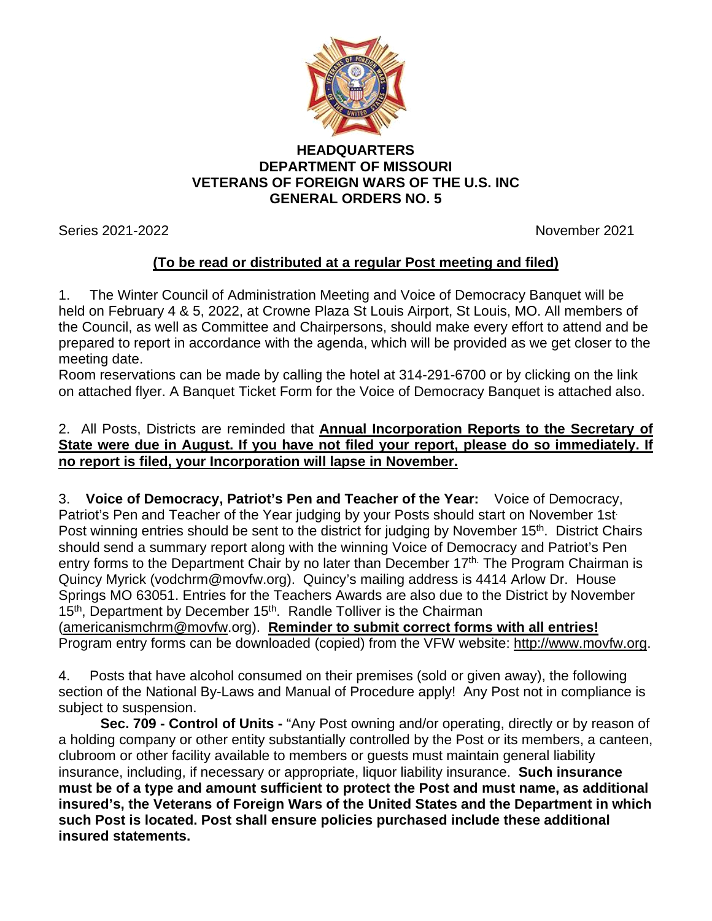# HEADQUARTERS
# DEPARTMENT OF MISSOURI
# VETERANS OF FOREIGN WARS OF THE U.S. INC
# GENERAL ORDERS NO. 5

Series 2021-2022 November 2021

**(To be read or distributed at a regular Post meeting and filed)**

1. The Winter Council of Administration Meeting and Voice of Democracy Banquet will be held on February 4 & 5, 2022, at Crowne Plaza St Louis Airport, St Louis, MO. All members of the Council, as well as Committee and Chairpersons, should make every effort to attend and be prepared to report in accordance with the agenda, which will be provided as we get closer to the meeting date.
Room reservations can be made by calling the hotel at 314-291-6700 or by clicking on the link on attached flyer. A Banquet Ticket Form for the Voice of Democracy Banquet is attached also.

2. All Posts, Districts are reminded that **Annual Incorporation Reports to the Secretary of State were due in August. If you have not filed your report, please do so immediately. If no report is filed, your Incorporation will lapse in November.**

3. **Voice of Democracy, Patriot's Pen and Teacher of the Year:** Voice of Democracy, Patriot's Pen and Teacher of the Year judging by your Posts should start on November 1st. Post winning entries should be sent to the district for judging by November 15th. District Chairs should send a summary report along with the winning Voice of Democracy and Patriot's Pen entry forms to the Department Chair by no later than December 17th. The Program Chairman is Quincy Myrick (vodchrm@movfw.org). Quincy's mailing address is 4414 Arlow Dr. House Springs MO 63051. Entries for the Teachers Awards are also due to the District by November 15th, Department by December 15th. Randle Tolliver is the Chairman (americanismchrm@movfw.org). **Reminder to submit correct forms with all entries!** Program entry forms can be downloaded (copied) from the VFW website: http://www.movfw.org.

4. Posts that have alcohol consumed on their premises (sold or given away), the following section of the National By-Laws and Manual of Procedure apply! Any Post not in compliance is subject to suspension.

**Sec. 709 - Control of Units -** "Any Post owning and/or operating, directly or by reason of a holding company or other entity substantially controlled by the Post or its members, a canteen, clubroom or other facility available to members or guests must maintain general liability insurance, including, if necessary or appropriate, liquor liability insurance. **Such insurance must be of a type and amount sufficient to protect the Post and must name, as additional insured's, the Veterans of Foreign Wars of the United States and the Department in which such Post is located. Post shall ensure policies purchased include these additional insured statements.**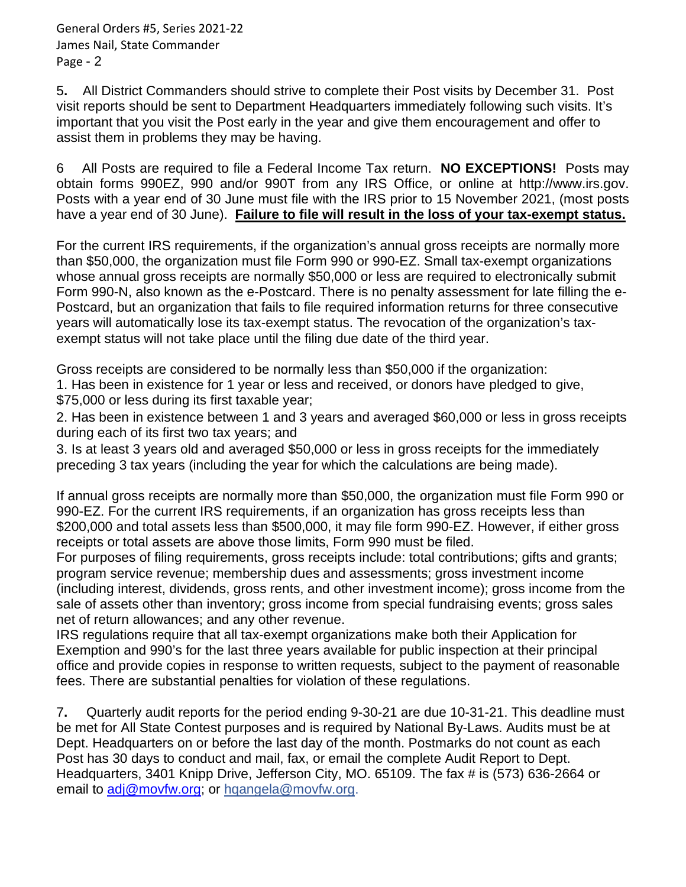5**.** All District Commanders should strive to complete their Post visits by December 31. Post visit reports should be sent to Department Headquarters immediately following such visits. It's important that you visit the Post early in the year and give them encouragement and offer to assist them in problems they may be having.

6 All Posts are required to file a Federal Income Tax return. **NO EXCEPTIONS!** Posts may obtain forms 990EZ, 990 and/or 990T from any IRS Office, or online at http://www.irs.gov. Posts with a year end of 30 June must file with the IRS prior to 15 November 2021, (most posts have a year end of 30 June). **Failure to file will result in the loss of your tax-exempt status.**

For the current IRS requirements, if the organization's annual gross receipts are normally more than $50,000, the organization must file Form 990 or 990-EZ. Small tax-exempt organizations whose annual gross receipts are normally $50,000 or less are required to electronically submit Form 990-N, also known as the e-Postcard. There is no penalty assessment for late filling the e-Postcard, but an organization that fails to file required information returns for three consecutive years will automatically lose its tax-exempt status. The revocation of the organization's tax-exempt status will not take place until the filing due date of the third year.

Gross receipts are considered to be normally less than $50,000 if the organization:

1. Has been in existence for 1 year or less and received, or donors have pledged to give, $75,000 or less during its first taxable year;
2. Has been in existence between 1 and 3 years and averaged $60,000 or less in gross receipts during each of its first two tax years; and
3. Is at least 3 years old and averaged $50,000 or less in gross receipts for the immediately preceding 3 tax years (including the year for which the calculations are being made).

If annual gross receipts are normally more than $50,000, the organization must file Form 990 or 990-EZ. For the current IRS requirements, if an organization has gross receipts less than $200,000 and total assets less than $500,000, it may file form 990-EZ. However, if either gross receipts or total assets are above those limits, Form 990 must be filed.

For purposes of filing requirements, gross receipts include: total contributions; gifts and grants; program service revenue; membership dues and assessments; gross investment income (including interest, dividends, gross rents, and other investment income); gross income from the sale of assets other than inventory; gross income from special fundraising events; gross sales net of return allowances; and any other revenue.

IRS regulations require that all tax-exempt organizations make both their Application for Exemption and 990's for the last three years available for public inspection at their principal office and provide copies in response to written requests, subject to the payment of reasonable fees. There are substantial penalties for violation of these regulations.

7**.** Quarterly audit reports for the period ending 9-30-21 are due 10-31-21. This deadline must be met for All State Contest purposes and is required by National By-Laws. Audits must be at Dept. Headquarters on or before the last day of the month. Postmarks do not count as each Post has 30 days to conduct and mail, fax, or email the complete Audit Report to Dept. Headquarters, 3401 Knipp Drive, Jefferson City, MO. 65109. The fax # is (573) 636-2664 or email to adj@movfw.org; or hqangela@movfw.org.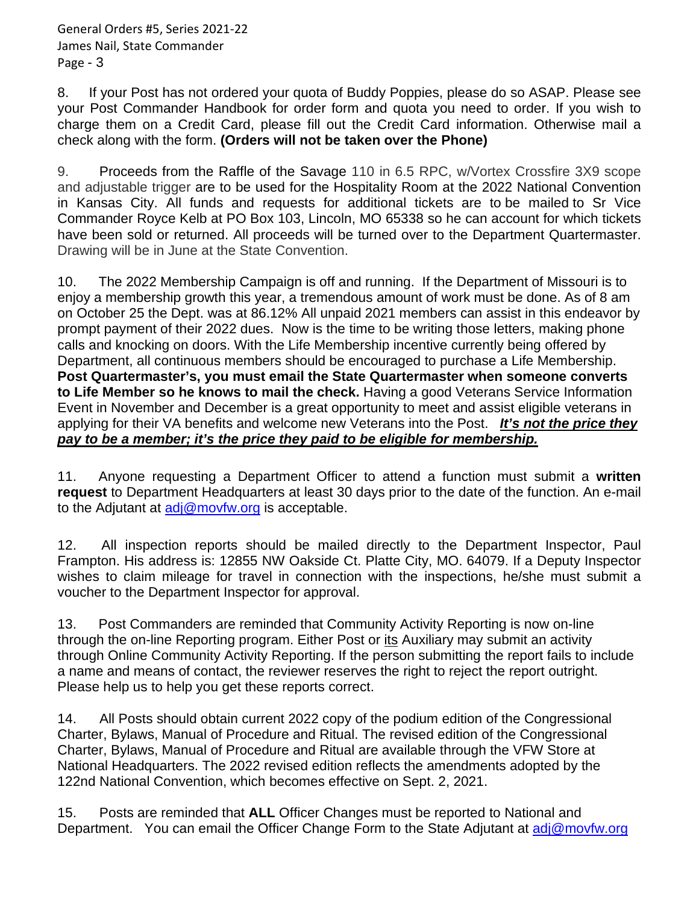8. If your Post has not ordered your quota of Buddy Poppies, please do so ASAP. Please see your Post Commander Handbook for order form and quota you need to order. If you wish to charge them on a Credit Card, please fill out the Credit Card information. Otherwise mail a check along with the form. **(Orders will not be taken over the Phone)**

9. Proceeds from the Raffle of the Savage 110 in 6.5 RPC, w/Vortex Crossfire 3X9 scope and adjustable trigger are to be used for the Hospitality Room at the 2022 National Convention in Kansas City. All funds and requests for additional tickets are to be mailed to Sr Vice Commander Royce Kelb at PO Box 103, Lincoln, MO 65338 so he can account for which tickets have been sold or returned. All proceeds will be turned over to the Department Quartermaster. Drawing will be in June at the State Convention.

10. The 2022 Membership Campaign is off and running. If the Department of Missouri is to enjoy a membership growth this year, a tremendous amount of work must be done. As of 8 am on October 25 the Dept. was at 86.12% All unpaid 2021 members can assist in this endeavor by prompt payment of their 2022 dues. Now is the time to be writing those letters, making phone calls and knocking on doors. With the Life Membership incentive currently being offered by Department, all continuous members should be encouraged to purchase a Life Membership. **Post Quartermaster's, you must email the State Quartermaster when someone converts to Life Member so he knows to mail the check.** Having a good Veterans Service Information Event in November and December is a great opportunity to meet and assist eligible veterans in applying for their VA benefits and welcome new Veterans into the Post. ***It's not the price they pay to be a member; it's the price they paid to be eligible for membership.***

11. Anyone requesting a Department Officer to attend a function must submit a **written request** to Department Headquarters at least 30 days prior to the date of the function. An e-mail to the Adjutant at adj@movfw.org is acceptable.

12. All inspection reports should be mailed directly to the Department Inspector, Paul Frampton. His address is: 12855 NW Oakside Ct. Platte City, MO. 64079. If a Deputy Inspector wishes to claim mileage for travel in connection with the inspections, he/she must submit a voucher to the Department Inspector for approval.

13. Post Commanders are reminded that Community Activity Reporting is now on-line through the on-line Reporting program. Either Post or its Auxiliary may submit an activity through Online Community Activity Reporting. If the person submitting the report fails to include a name and means of contact, the reviewer reserves the right to reject the report outright. Please help us to help you get these reports correct.

14. All Posts should obtain current 2022 copy of the podium edition of the Congressional Charter, Bylaws, Manual of Procedure and Ritual. The revised edition of the Congressional Charter, Bylaws, Manual of Procedure and Ritual are available through the VFW Store at National Headquarters. The 2022 revised edition reflects the amendments adopted by the 122nd National Convention, which becomes effective on Sept. 2, 2021.

15. Posts are reminded that **ALL** Officer Changes must be reported to National and Department. You can email the Officer Change Form to the State Adjutant at adj@movfw.org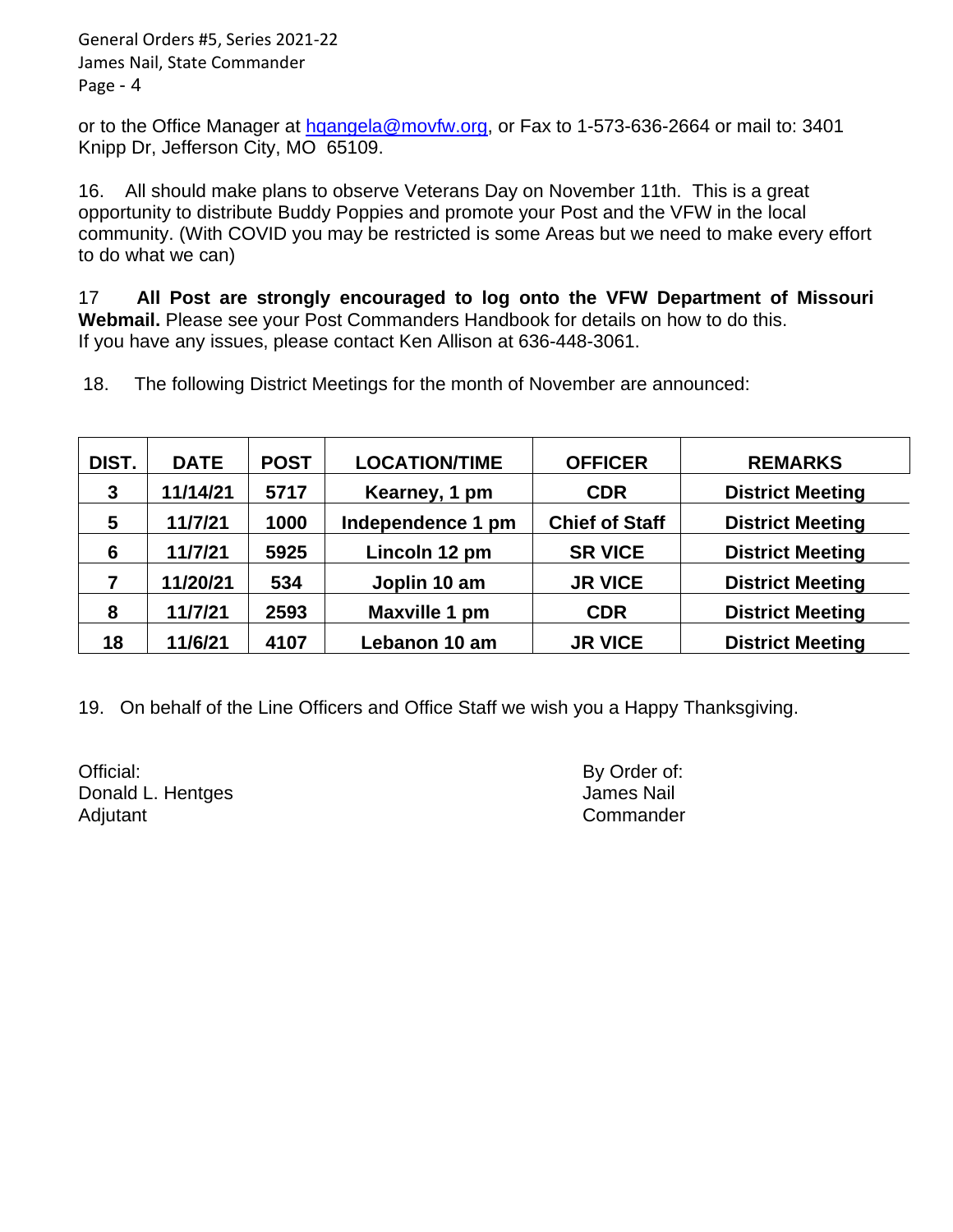or to the Office Manager at hqangela@movfw.org, or Fax to 1-573-636-2664 or mail to: 3401 Knipp Dr, Jefferson City, MO 65109.

16. All should make plans to observe Veterans Day on November 11th. This is a great opportunity to distribute Buddy Poppies and promote your Post and the VFW in the local community. (With COVID you may be restricted is some Areas but we need to make every effort to do what we can)

17 **All Post are strongly encouraged to log onto the VFW Department of Missouri Webmail.** Please see your Post Commanders Handbook for details on how to do this. If you have any issues, please contact Ken Allison at 636-448-3061.

18. The following District Meetings for the month of November are announced:

| DIST. | DATE | POST | LOCATION/TIME | OFFICER | REMARKS |
|---|---|---|---|---|---|
| 3 | 11/14/21 | 5717 | Kearney, 1 pm | CDR | District Meeting |
| 5 | 11/7/21 | 1000 | Independence 1 pm | Chief of Staff | District Meeting |
| 6 | 11/7/21 | 5925 | Lincoln 12 pm | SR VICE | District Meeting |
| 7 | 11/20/21 | 534 | Joplin 10 am | JR VICE | District Meeting |
| 8 | 11/7/21 | 2593 | Maxville 1 pm | CDR | District Meeting |
| 18 | 11/6/21 | 4107 | Lebanon 10 am | JR VICE | District Meeting |

19. On behalf of the Line Officers and Office Staff we wish you a Happy Thanksgiving.

Official:
Donald L. Hentges
Adjutant

By Order of:
James Nail
Commander